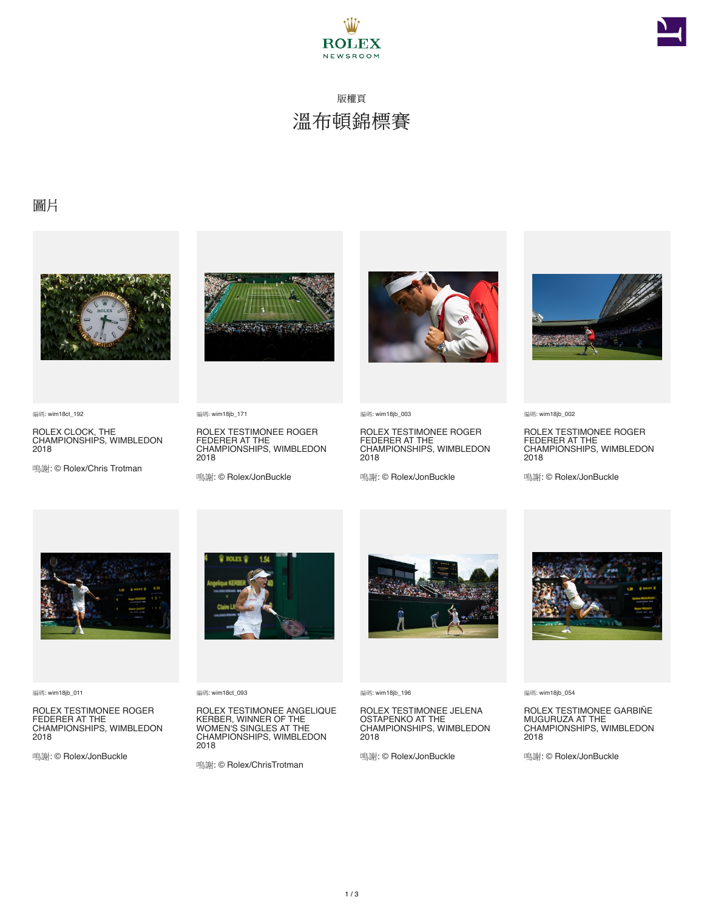版權頁

# 溫布頓錦標賽

## 圖片

編碼: wim18ct_192

ROLEX CLOCK, THE CHAMPIONSHIPS, WIMBLEDON 2018

鳴謝: © Rolex/Chris Trotman

編碼: wim18jb_171

ROLEX TESTIMONEE ROGER FEDERER AT THE CHAMPIONSHIPS, WIMBLEDON 2018

鳴謝: © Rolex/JonBuckle

編碼: wim18jb_003

ROLEX TESTIMONEE ROGER FEDERER AT THE CHAMPIONSHIPS, WIMBLEDON 2018

鳴謝: © Rolex/JonBuckle

編碼: wim18jb_002

ROLEX TESTIMONEE ROGER FEDERER AT THE CHAMPIONSHIPS, WIMBLEDON 2018

鳴謝: © Rolex/JonBuckle

編碼: wim18jb_011

ROLEX TESTIMONEE ROGER FEDERER AT THE CHAMPIONSHIPS, WIMBLEDON 2018

鳴謝: © Rolex/JonBuckle

編碼: wim18ct_093

ROLEX TESTIMONEE ANGELIQUE KERBER, WINNER OF THE WOMEN'S SINGLES AT THE CHAMPIONSHIPS, WIMBLEDON 2018

鳴謝: © Rolex/ChrisTrotman

編碼: wim18jb_196

ROLEX TESTIMONEE JELENA OSTAPENKO AT THE CHAMPIONSHIPS, WIMBLEDON 2018

鳴謝: © Rolex/JonBuckle

編碼: wim18jb_054

ROLEX TESTIMONEE GARBIÑE MUGURUZA AT THE CHAMPIONSHIPS, WIMBLEDON 2018

鳴謝: © Rolex/JonBuckle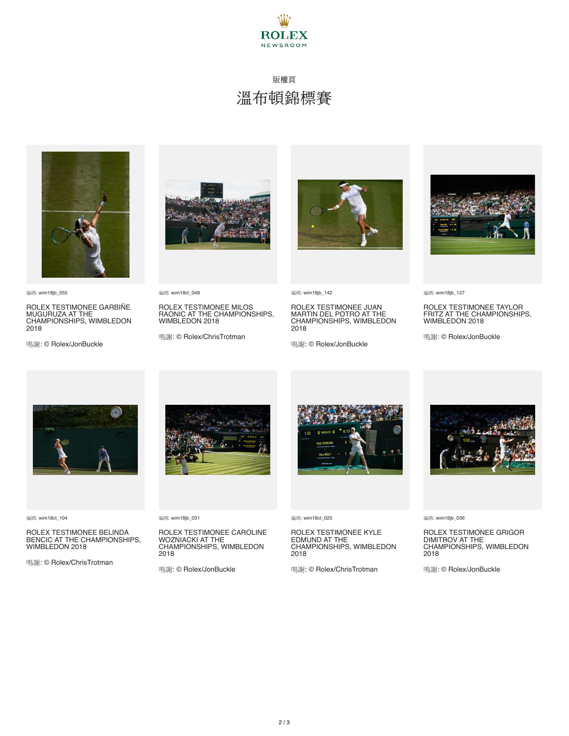版權頁

# 溫布頓錦標賽

編碼: wim18jb_055

ROLEX TESTIMONEE GARBIÑE MUGURUZA AT THE CHAMPIONSHIPS, WIMBLEDON 2018

鳴謝: © Rolex/JonBuckle

編碼: wim18ct_048

ROLEX TESTIMONEE MILOS RAONIC AT THE CHAMPIONSHIPS, WIMBLEDON 2018

鳴謝: © Rolex/ChrisTrotman

編碼: wim18jb_142

ROLEX TESTIMONEE JUAN MARTIN DEL POTRO AT THE CHAMPIONSHIPS, WIMBLEDON 2018

鳴謝: © Rolex/JonBuckle

編碼: wim18jb_127

ROLEX TESTIMONEE TAYLOR FRITZ AT THE CHAMPIONSHIPS, WIMBLEDON 2018

鳴謝: © Rolex/JonBuckle

編碼: wim18ct_104

ROLEX TESTIMONEE BELINDA BENCIC AT THE CHAMPIONSHIPS, WIMBLEDON 2018

鳴謝: © Rolex/ChrisTrotman

編碼: wim18jb_031

ROLEX TESTIMONEE CAROLINE WOZNIACKI AT THE CHAMPIONSHIPS, WIMBLEDON 2018

鳴謝: © Rolex/JonBuckle

編碼: wim18ct_025

ROLEX TESTIMONEE KYLE EDMUND AT THE CHAMPIONSHIPS, WIMBLEDON 2018

鳴謝: © Rolex/ChrisTrotman

編碼: wim18jb_036

ROLEX TESTIMONEE GRIGOR DIMITROV AT THE CHAMPIONSHIPS, WIMBLEDON 2018

鳴謝: © Rolex/JonBuckle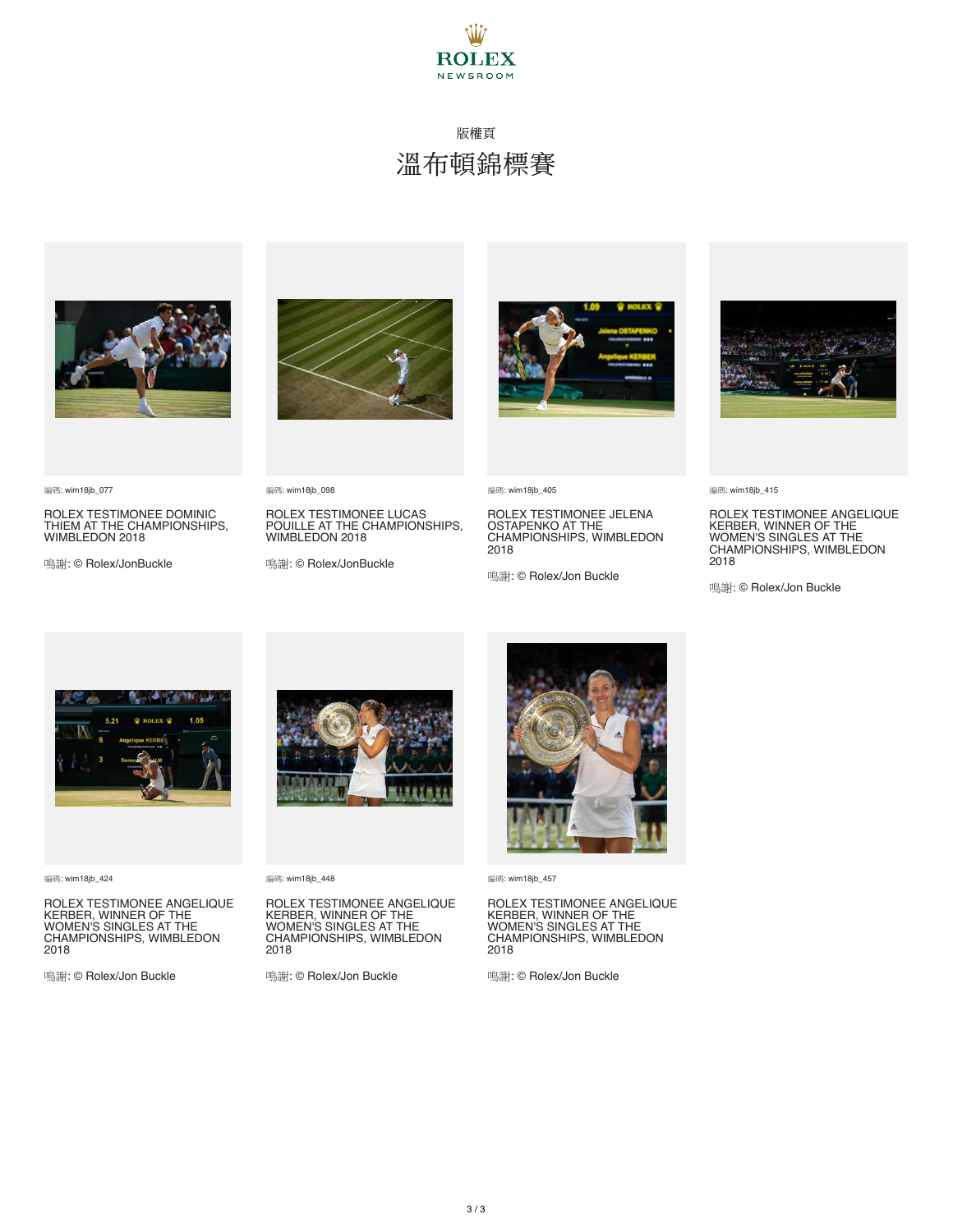ROLEX
NEWSROOM

版權頁

# 溫布頓錦標賽

編碼: wim18jb_077

ROLEX TESTIMONEE DOMINIC THIEM AT THE CHAMPIONSHIPS, WIMBLEDON 2018

鳴謝: © Rolex/JonBuckle

編碼: wim18jb_098

ROLEX TESTIMONEE LUCAS POUILLE AT THE CHAMPIONSHIPS, WIMBLEDON 2018

鳴謝: © Rolex/JonBuckle

編碼: wim18jb_405

ROLEX TESTIMONEE JELENA OSTAPENKO AT THE CHAMPIONSHIPS, WIMBLEDON 2018

鳴謝: © Rolex/Jon Buckle

編碼: wim18jb_415

ROLEX TESTIMONEE ANGELIQUE KERBER, WINNER OF THE WOMEN'S SINGLES AT THE CHAMPIONSHIPS, WIMBLEDON 2018

鳴謝: © Rolex/Jon Buckle

編碼: wim18jb_424

ROLEX TESTIMONEE ANGELIQUE KERBER, WINNER OF THE WOMEN'S SINGLES AT THE CHAMPIONSHIPS, WIMBLEDON 2018

鳴謝: © Rolex/Jon Buckle

編碼: wim18jb_448

ROLEX TESTIMONEE ANGELIQUE KERBER, WINNER OF THE WOMEN'S SINGLES AT THE CHAMPIONSHIPS, WIMBLEDON 2018

鳴謝: © Rolex/Jon Buckle

編碼: wim18jb_457

ROLEX TESTIMONEE ANGELIQUE KERBER, WINNER OF THE WOMEN'S SINGLES AT THE CHAMPIONSHIPS, WIMBLEDON 2018

鳴謝: © Rolex/Jon Buckle